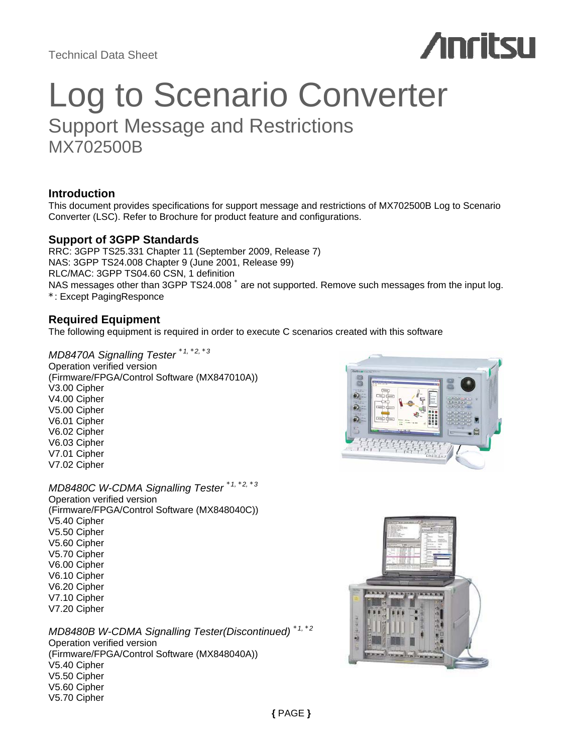Technical Data Sheet

# Log to Scenario Converter

## Support Message and Restrictions

## MX702500B

### Introduction

This document provides specifications for support message and restrictions of MX702500B Log to Scenario Converter (LSC). Refer to Brochure for product feature and configurations.

### Support of 3GPP Standards

RRC: 3GPP TS25.331 Chapter 11 (September 2009, Release 7)
NAS: 3GPP TS24.008 Chapter 9 (June 2001, Release 99)
RLC/MAC: 3GPP TS04.60 CSN, 1 definition
NAS messages other than 3GPP TS24.008 * are not supported. Remove such messages from the input log.
*: Except PagingResponce

### Required Equipment

The following equipment is required in order to execute C scenarios created with this software

*MD8470A Signalling Tester* *1, *2, *3
Operation verified version
(Firmware/FPGA/Control Software (MX847010A))
V3.00 Cipher
V4.00 Cipher
V5.00 Cipher
V6.01 Cipher
V6.02 Cipher
V6.03 Cipher
V7.01 Cipher
V7.02 Cipher

*MD8480C W-CDMA Signalling Tester* *1, *2, *3
Operation verified version
(Firmware/FPGA/Control Software (MX848040C))
V5.40 Cipher
V5.50 Cipher
V5.60 Cipher
V5.70 Cipher
V6.00 Cipher
V6.10 Cipher
V6.20 Cipher
V7.10 Cipher
V7.20 Cipher

*MD8480B W-CDMA Signalling Tester(Discontinued)* *1, *2
Operation verified version
(Firmware/FPGA/Control Software (MX848040A))
V5.40 Cipher
V5.50 Cipher
V5.60 Cipher
V5.70 Cipher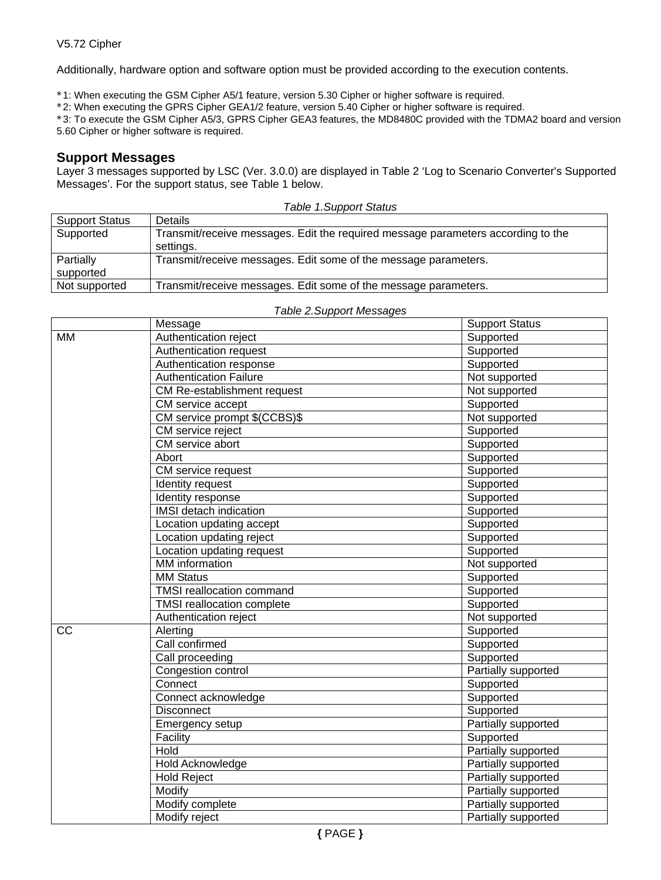V5.72 Cipher

Additionally, hardware option and software option must be provided according to the execution contents.

*1: When executing the GSM Cipher A5/1 feature, version 5.30 Cipher or higher software is required.
*2: When executing the GPRS Cipher GEA1/2 feature, version 5.40 Cipher or higher software is required.
*3: To execute the GSM Cipher A5/3, GPRS Cipher GEA3 features, the MD8480C provided with the TDMA2 board and version 5.60 Cipher or higher software is required.

## Support Messages

Layer 3 messages supported by LSC (Ver. 3.0.0) are displayed in Table 2 'Log to Scenario Converter's Supported Messages'. For the support status, see Table 1 below.

*Table 1.Support Status*

| Support Status | Details |
|---|---|
| Supported | Transmit/receive messages. Edit the required message parameters according to the settings. |
| Partially supported | Transmit/receive messages. Edit some of the message parameters. |
| Not supported | Transmit/receive messages. Edit some of the message parameters. |

*Table 2.Support Messages*

| | Message | Support Status |
|---|---|---|
| MM | Authentication reject | Supported |
| | Authentication request | Supported |
| | Authentication response | Supported |
| | Authentication Failure | Not supported |
| | CM Re-establishment request | Not supported |
| | CM service accept | Supported |
| | CM service prompt $(CCBS)$ | Not supported |
| | CM service reject | Supported |
| | CM service abort | Supported |
| | Abort | Supported |
| | CM service request | Supported |
| | Identity request | Supported |
| | Identity response | Supported |
| | IMSI detach indication | Supported |
| | Location updating accept | Supported |
| | Location updating reject | Supported |
| | Location updating request | Supported |
| | MM information | Not supported |
| | MM Status | Supported |
| | TMSI reallocation command | Supported |
| | TMSI reallocation complete | Supported |
| | Authentication reject | Not supported |
| CC | Alerting | Supported |
| | Call confirmed | Supported |
| | Call proceeding | Supported |
| | Congestion control | Partially supported |
| | Connect | Supported |
| | Connect acknowledge | Supported |
| | Disconnect | Supported |
| | Emergency setup | Partially supported |
| | Facility | Supported |
| | Hold | Partially supported |
| | Hold Acknowledge | Partially supported |
| | Hold Reject | Partially supported |
| | Modify | Partially supported |
| | Modify complete | Partially supported |
| | Modify reject | Partially supported |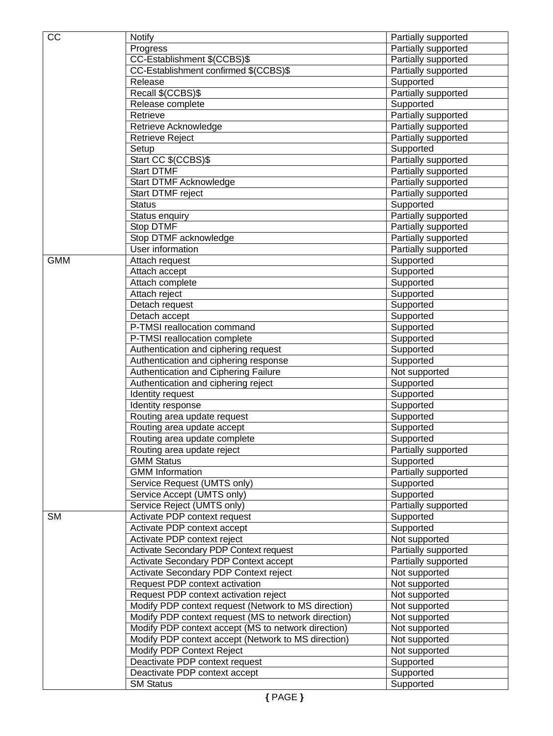| CC | Notify | Partially supported |
|---|---|---|
| | Progress | Partially supported |
| | CC-Establishment $(CCBS)$ | Partially supported |
| | CC-Establishment confirmed $(CCBS)$ | Partially supported |
| | Release | Supported |
| | Recall $(CCBS)$ | Partially supported |
| | Release complete | Supported |
| | Retrieve | Partially supported |
| | Retrieve Acknowledge | Partially supported |
| | Retrieve Reject | Partially supported |
| | Setup | Supported |
| | Start CC $(CCBS)$ | Partially supported |
| | Start DTMF | Partially supported |
| | Start DTMF Acknowledge | Partially supported |
| | Start DTMF reject | Partially supported |
| | Status | Supported |
| | Status enquiry | Partially supported |
| | Stop DTMF | Partially supported |
| | Stop DTMF acknowledge | Partially supported |
| | User information | Partially supported |
| GMM | Attach request | Supported |
| | Attach accept | Supported |
| | Attach complete | Supported |
| | Attach reject | Supported |
| | Detach request | Supported |
| | Detach accept | Supported |
| | P-TMSI reallocation command | Supported |
| | P-TMSI reallocation complete | Supported |
| | Authentication and ciphering request | Supported |
| | Authentication and ciphering response | Supported |
| | Authentication and Ciphering Failure | Not supported |
| | Authentication and ciphering reject | Supported |
| | Identity request | Supported |
| | Identity response | Supported |
| | Routing area update request | Supported |
| | Routing area update accept | Supported |
| | Routing area update complete | Supported |
| | Routing area update reject | Partially supported |
| | GMM Status | Supported |
| | GMM Information | Partially supported |
| | Service Request (UMTS only) | Supported |
| | Service Accept (UMTS only) | Supported |
| | Service Reject (UMTS only) | Partially supported |
| SM | Activate PDP context request | Supported |
| | Activate PDP context accept | Supported |
| | Activate PDP context reject | Not supported |
| | Activate Secondary PDP Context request | Partially supported |
| | Activate Secondary PDP Context accept | Partially supported |
| | Activate Secondary PDP Context reject | Not supported |
| | Request PDP context activation | Not supported |
| | Request PDP context activation reject | Not supported |
| | Modify PDP context request (Network to MS direction) | Not supported |
| | Modify PDP context request (MS to network direction) | Not supported |
| | Modify PDP context accept (MS to network direction) | Not supported |
| | Modify PDP context accept (Network to MS direction) | Not supported |
| | Modify PDP Context Reject | Not supported |
| | Deactivate PDP context request | Supported |
| | Deactivate PDP context accept | Supported |
| | SM Status | Supported |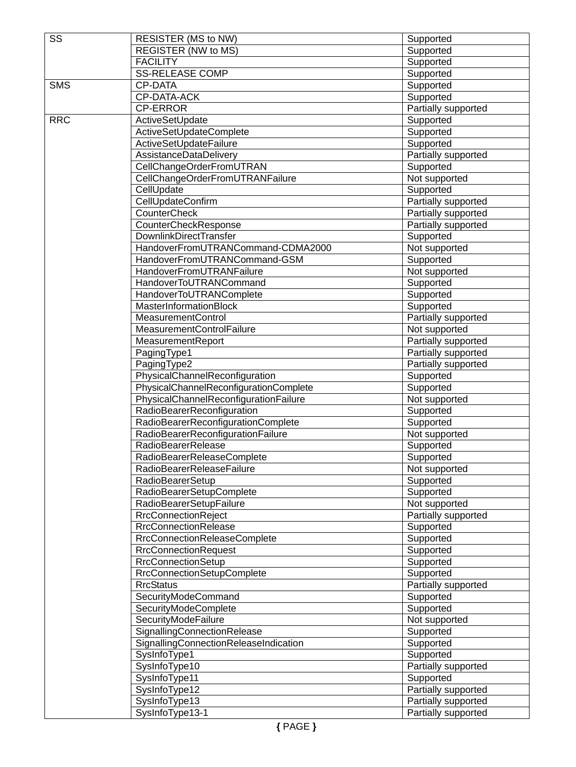| | | |
|---|---|---|
| SS | RESISTER (MS to NW) | Supported |
| | REGISTER (NW to MS) | Supported |
| | FACILITY | Supported |
| | SS-RELEASE COMP | Supported |
| SMS | CP-DATA | Supported |
| | CP-DATA-ACK | Supported |
| | CP-ERROR | Partially supported |
| RRC | ActiveSetUpdate | Supported |
| | ActiveSetUpdateComplete | Supported |
| | ActiveSetUpdateFailure | Supported |
| | AssistanceDataDelivery | Partially supported |
| | CellChangeOrderFromUTRAN | Supported |
| | CellChangeOrderFromUTRANFailure | Not supported |
| | CellUpdate | Supported |
| | CellUpdateConfirm | Partially supported |
| | CounterCheck | Partially supported |
| | CounterCheckResponse | Partially supported |
| | DownlinkDirectTransfer | Supported |
| | HandoverFromUTRANCommand-CDMA2000 | Not supported |
| | HandoverFromUTRANCommand-GSM | Supported |
| | HandoverFromUTRANFailure | Not supported |
| | HandoverToUTRANCommand | Supported |
| | HandoverToUTRANComplete | Supported |
| | MasterInformationBlock | Supported |
| | MeasurementControl | Partially supported |
| | MeasurementControlFailure | Not supported |
| | MeasurementReport | Partially supported |
| | PagingType1 | Partially supported |
| | PagingType2 | Partially supported |
| | PhysicalChannelReconfiguration | Supported |
| | PhysicalChannelReconfigurationComplete | Supported |
| | PhysicalChannelReconfigurationFailure | Not supported |
| | RadioBearerReconfiguration | Supported |
| | RadioBearerReconfigurationComplete | Supported |
| | RadioBearerReconfigurationFailure | Not supported |
| | RadioBearerRelease | Supported |
| | RadioBearerReleaseComplete | Supported |
| | RadioBearerReleaseFailure | Not supported |
| | RadioBearerSetup | Supported |
| | RadioBearerSetupComplete | Supported |
| | RadioBearerSetupFailure | Not supported |
| | RrcConnectionReject | Partially supported |
| | RrcConnectionRelease | Supported |
| | RrcConnectionReleaseComplete | Supported |
| | RrcConnectionRequest | Supported |
| | RrcConnectionSetup | Supported |
| | RrcConnectionSetupComplete | Supported |
| | RrcStatus | Partially supported |
| | SecurityModeCommand | Supported |
| | SecurityModeComplete | Supported |
| | SecurityModeFailure | Not supported |
| | SignallingConnectionRelease | Supported |
| | SignallingConnectionReleaseIndication | Supported |
| | SysInfoType1 | Supported |
| | SysInfoType10 | Partially supported |
| | SysInfoType11 | Supported |
| | SysInfoType12 | Partially supported |
| | SysInfoType13 | Partially supported |
| | SysInfoType13-1 | Partially supported |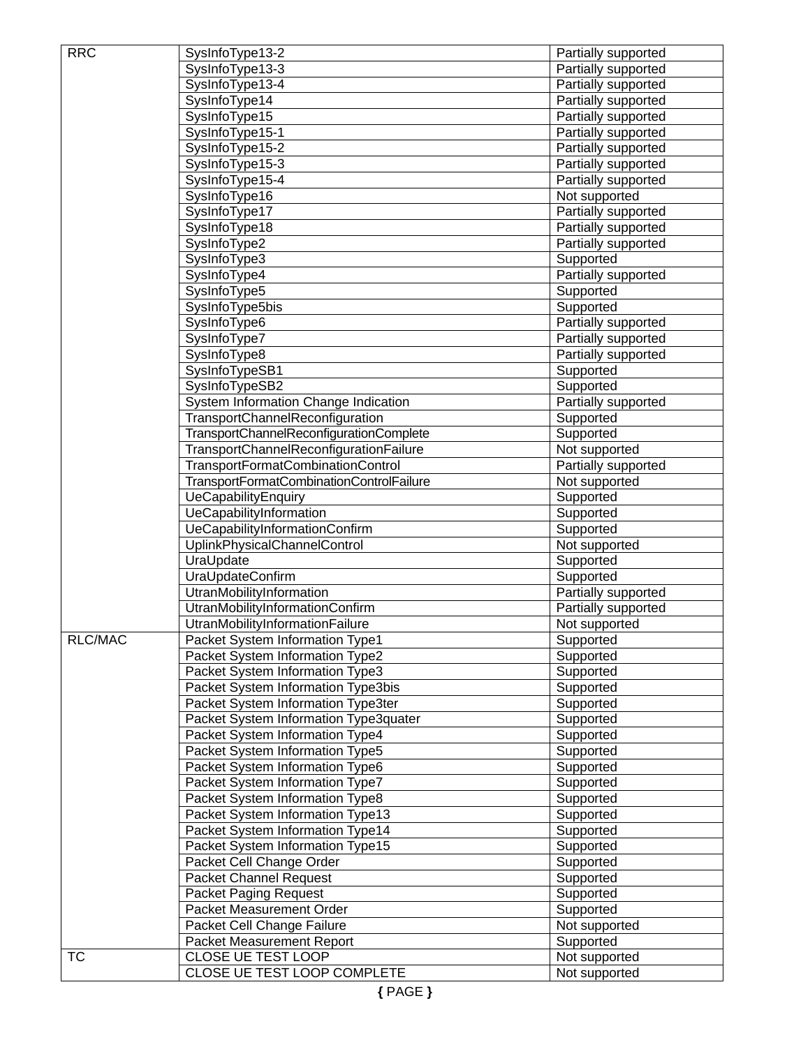| | | |
|---|---|---|
| RRC | SysInfoType13-2 | Partially supported |
| | SysInfoType13-3 | Partially supported |
| | SysInfoType13-4 | Partially supported |
| | SysInfoType14 | Partially supported |
| | SysInfoType15 | Partially supported |
| | SysInfoType15-1 | Partially supported |
| | SysInfoType15-2 | Partially supported |
| | SysInfoType15-3 | Partially supported |
| | SysInfoType15-4 | Partially supported |
| | SysInfoType16 | Not supported |
| | SysInfoType17 | Partially supported |
| | SysInfoType18 | Partially supported |
| | SysInfoType2 | Partially supported |
| | SysInfoType3 | Supported |
| | SysInfoType4 | Partially supported |
| | SysInfoType5 | Supported |
| | SysInfoType5bis | Supported |
| | SysInfoType6 | Partially supported |
| | SysInfoType7 | Partially supported |
| | SysInfoType8 | Partially supported |
| | SysInfoTypeSB1 | Supported |
| | SysInfoTypeSB2 | Supported |
| | System Information Change Indication | Partially supported |
| | TransportChannelReconfiguration | Supported |
| | TransportChannelReconfigurationComplete | Supported |
| | TransportChannelReconfigurationFailure | Not supported |
| | TransportFormatCombinationControl | Partially supported |
| | TransportFormatCombinationControlFailure | Not supported |
| | UeCapabilityEnquiry | Supported |
| | UeCapabilityInformation | Supported |
| | UeCapabilityInformationConfirm | Supported |
| | UplinkPhysicalChannelControl | Not supported |
| | UraUpdate | Supported |
| | UraUpdateConfirm | Supported |
| | UtranMobilityInformation | Partially supported |
| | UtranMobilityInformationConfirm | Partially supported |
| | UtranMobilityInformationFailure | Not supported |
| RLC/MAC | Packet System Information Type1 | Supported |
| | Packet System Information Type2 | Supported |
| | Packet System Information Type3 | Supported |
| | Packet System Information Type3bis | Supported |
| | Packet System Information Type3ter | Supported |
| | Packet System Information Type3quater | Supported |
| | Packet System Information Type4 | Supported |
| | Packet System Information Type5 | Supported |
| | Packet System Information Type6 | Supported |
| | Packet System Information Type7 | Supported |
| | Packet System Information Type8 | Supported |
| | Packet System Information Type13 | Supported |
| | Packet System Information Type14 | Supported |
| | Packet System Information Type15 | Supported |
| | Packet Cell Change Order | Supported |
| | Packet Channel Request | Supported |
| | Packet Paging Request | Supported |
| | Packet Measurement Order | Supported |
| | Packet Cell Change Failure | Not supported |
| | Packet Measurement Report | Supported |
| TC | CLOSE UE TEST LOOP | Not supported |
| | CLOSE UE TEST LOOP COMPLETE | Not supported |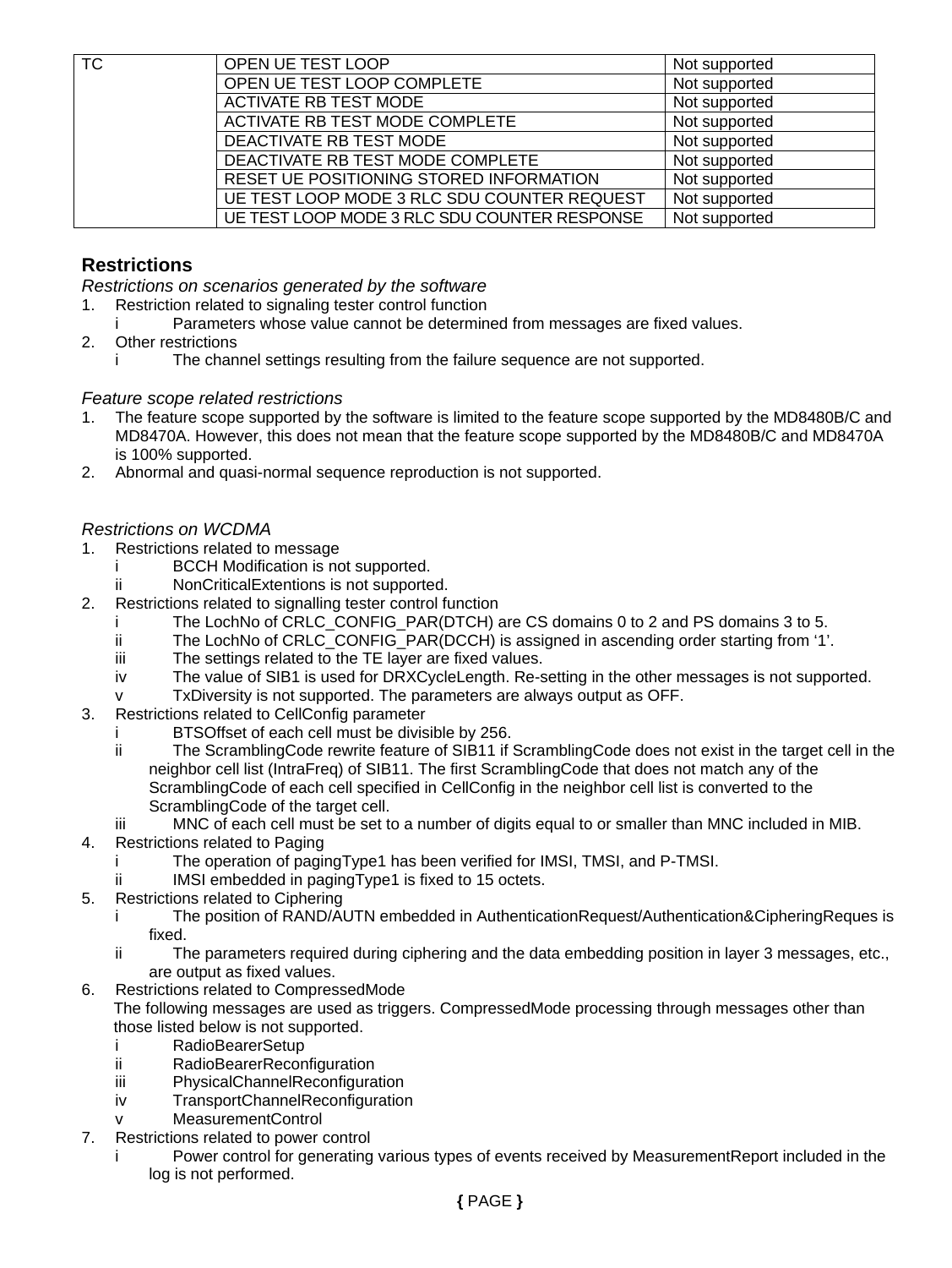| TC | OPEN UE TEST LOOP | Not supported |
|---|---|---|
| | OPEN UE TEST LOOP COMPLETE | Not supported |
| | ACTIVATE RB TEST MODE | Not supported |
| | ACTIVATE RB TEST MODE COMPLETE | Not supported |
| | DEACTIVATE RB TEST MODE | Not supported |
| | DEACTIVATE RB TEST MODE COMPLETE | Not supported |
| | RESET UE POSITIONING STORED INFORMATION | Not supported |
| | UE TEST LOOP MODE 3 RLC SDU COUNTER REQUEST | Not supported |
| | UE TEST LOOP MODE 3 RLC SDU COUNTER RESPONSE | Not supported |

## Restrictions

*Restrictions on scenarios generated by the software*

1. Restriction related to signaling tester control function
   - i Parameters whose value cannot be determined from messages are fixed values.
2. Other restrictions
   - i The channel settings resulting from the failure sequence are not supported.

*Feature scope related restrictions*

1. The feature scope supported by the software is limited to the feature scope supported by the MD8480B/C and MD8470A. However, this does not mean that the feature scope supported by the MD8480B/C and MD8470A is 100% supported.
2. Abnormal and quasi-normal sequence reproduction is not supported.

*Restrictions on WCDMA*

1. Restrictions related to message
   - i BCCH Modification is not supported.
   - ii NonCriticalExtentions is not supported.
2. Restrictions related to signalling tester control function
   - i The LochNo of CRLC_CONFIG_PAR(DTCH) are CS domains 0 to 2 and PS domains 3 to 5.
   - ii The LochNo of CRLC_CONFIG_PAR(DCCH) is assigned in ascending order starting from ‘1’.
   - iii The settings related to the TE layer are fixed values.
   - iv The value of SIB1 is used for DRXCycleLength. Re-setting in the other messages is not supported.
   - v TxDiversity is not supported. The parameters are always output as OFF.
3. Restrictions related to CellConfig parameter
   - i BTSOffset of each cell must be divisible by 256.
   - ii The ScramblingCode rewrite feature of SIB11 if ScramblingCode does not exist in the target cell in the neighbor cell list (IntraFreq) of SIB11. The first ScramblingCode that does not match any of the ScramblingCode of each cell specified in CellConfig in the neighbor cell list is converted to the ScramblingCode of the target cell.
   - iii MNC of each cell must be set to a number of digits equal to or smaller than MNC included in MIB.
4. Restrictions related to Paging
   - i The operation of pagingType1 has been verified for IMSI, TMSI, and P-TMSI.
   - ii IMSI embedded in pagingType1 is fixed to 15 octets.
5. Restrictions related to Ciphering
   - i The position of RAND/AUTN embedded in AuthenticationRequest/Authentication&CipheringReques is fixed.
   - ii The parameters required during ciphering and the data embedding position in layer 3 messages, etc., are output as fixed values.
6. Restrictions related to CompressedMode

   The following messages are used as triggers. CompressedMode processing through messages other than those listed below is not supported.
   - i RadioBearerSetup
   - ii RadioBearerReconfiguration
   - iii PhysicalChannelReconfiguration
   - iv TransportChannelReconfiguration
   - v MeasurementControl
7. Restrictions related to power control
   - i Power control for generating various types of events received by MeasurementReport included in the log is not performed.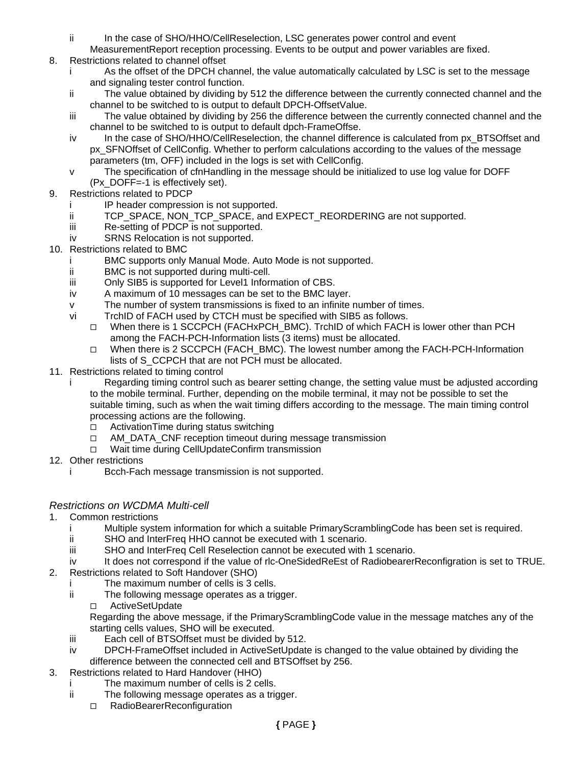ii In the case of SHO/HHO/CellReselection, LSC generates power control and event MeasurementReport reception processing. Events to be output and power variables are fixed.

8. Restrictions related to channel offset
   - i As the offset of the DPCH channel, the value automatically calculated by LSC is set to the message and signaling tester control function.
   - ii The value obtained by dividing by 512 the difference between the currently connected channel and the channel to be switched to is output to default DPCH-OffsetValue.
   - iii The value obtained by dividing by 256 the difference between the currently connected channel and the channel to be switched to is output to default dpch-FrameOffse.
   - iv In the case of SHO/HHO/CellReselection, the channel difference is calculated from px_BTSOffset and px_SFNOffset of CellConfig. Whether to perform calculations according to the values of the message parameters (tm, OFF) included in the logs is set with CellConfig.
   - v The specification of cfnHandling in the message should be initialized to use log value for DOFF (Px_DOFF=-1 is effectively set).
9. Restrictions related to PDCP
   - i IP header compression is not supported.
   - ii TCP_SPACE, NON_TCP_SPACE, and EXPECT_REORDERING are not supported.
   - iii Re-setting of PDCP is not supported.
   - iv SRNS Relocation is not supported.
10. Restrictions related to BMC
    - i BMC supports only Manual Mode. Auto Mode is not supported.
    - ii BMC is not supported during multi-cell.
    - iii Only SIB5 is supported for Level1 Information of CBS.
    - iv A maximum of 10 messages can be set to the BMC layer.
    - v The number of system transmissions is fixed to an infinite number of times.
    - vi TrchID of FACH used by CTCH must be specified with SIB5 as follows.
      - □ When there is 1 SCCPCH (FACHxPCH_BMC). TrchID of which FACH is lower other than PCH among the FACH-PCH-Information lists (3 items) must be allocated.
      - □ When there is 2 SCCPCH (FACH_BMC). The lowest number among the FACH-PCH-Information lists of S_CCPCH that are not PCH must be allocated.
11. Restrictions related to timing control
    - i Regarding timing control such as bearer setting change, the setting value must be adjusted according to the mobile terminal. Further, depending on the mobile terminal, it may not be possible to set the suitable timing, such as when the wait timing differs according to the message. The main timing control processing actions are the following.
      - □ ActivationTime during status switching
      - □ AM_DATA_CNF reception timeout during message transmission
      - □ Wait time during CellUpdateConfirm transmission
12. Other restrictions
    - i Bcch-Fach message transmission is not supported.

*Restrictions on WCDMA Multi-cell*

1. Common restrictions
   - i Multiple system information for which a suitable PrimaryScramblingCode has been set is required.
   - ii SHO and InterFreq HHO cannot be executed with 1 scenario.
   - iii SHO and InterFreq Cell Reselection cannot be executed with 1 scenario.
   - iv It does not correspond if the value of rlc-OneSidedReEst of RadiobearerReconfigration is set to TRUE.
2. Restrictions related to Soft Handover (SHO)
   - i The maximum number of cells is 3 cells.
   - ii The following message operates as a trigger.
     - □ ActiveSetUpdate

     Regarding the above message, if the PrimaryScramblingCode value in the message matches any of the starting cells values, SHO will be executed.
   - iii Each cell of BTSOffset must be divided by 512.
   - iv DPCH-FrameOffset included in ActiveSetUpdate is changed to the value obtained by dividing the difference between the connected cell and BTSOffset by 256.
3. Restrictions related to Hard Handover (HHO)
   - i The maximum number of cells is 2 cells.
   - ii The following message operates as a trigger.
     - □ RadioBearerReconfiguration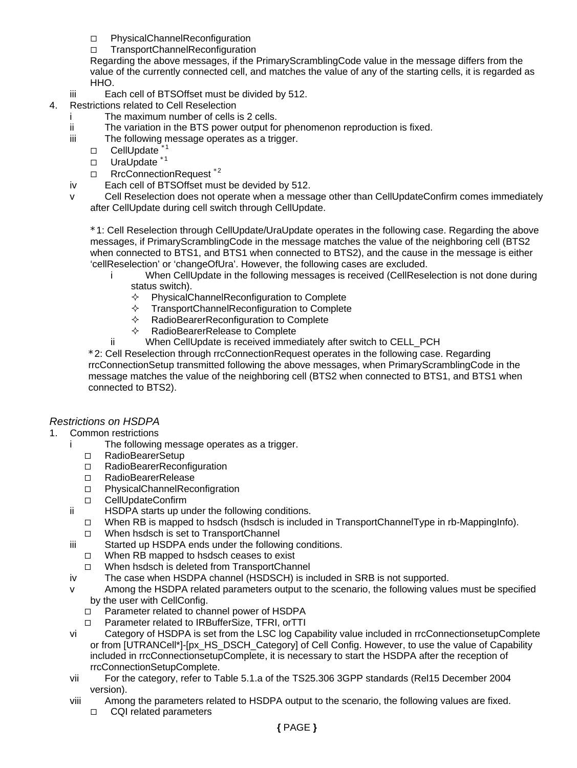- □ PhysicalChannelReconfiguration
- □ TransportChannelReconfiguration

Regarding the above messages, if the PrimaryScramblingCode value in the message differs from the value of the currently connected cell, and matches the value of any of the starting cells, it is regarded as HHO.

iii Each cell of BTSOffset must be divided by 512.

4. Restrictions related to Cell Reselection

i The maximum number of cells is 2 cells.

ii The variation in the BTS power output for phenomenon reproduction is fixed.

iii The following message operates as a trigger.

- □ CellUpdate [*1]
- □ UraUpdate [*1]
- □ RrcConnectionRequest [*2]

iv Each cell of BTSOffset must be devided by 512.

v Cell Reselection does not operate when a message other than CellUpdateConfirm comes immediately after CellUpdate during cell switch through CellUpdate.

*1: Cell Reselection through CellUpdate/UraUpdate operates in the following case. Regarding the above messages, if PrimaryScramblingCode in the message matches the value of the neighboring cell (BTS2 when connected to BTS1, and BTS1 when connected to BTS2), and the cause in the message is either 'cellReselection' or 'changeOfUra'. However, the following cases are excluded.

i When CellUpdate in the following messages is received (CellReselection is not done during status switch).

- ✧ PhysicalChannelReconfiguration to Complete
- ✧ TransportChannelReconfiguration to Complete
- ✧ RadioBearerReconfiguration to Complete
- ✧ RadioBearerRelease to Complete

ii When CellUpdate is received immediately after switch to CELL_PCH

*2: Cell Reselection through rrcConnectionRequest operates in the following case. Regarding rrcConnectionSetup transmitted following the above messages, when PrimaryScramblingCode in the message matches the value of the neighboring cell (BTS2 when connected to BTS1, and BTS1 when connected to BTS2).

*Restrictions on HSDPA*

1. Common restrictions

i The following message operates as a trigger.

- □ RadioBearerSetup
- □ RadioBearerReconfiguration
- □ RadioBearerRelease
- □ PhysicalChannelReconfigration
- □ CellUpdateConfirm

ii HSDPA starts up under the following conditions.

- □ When RB is mapped to hsdsch (hsdsch is included in TransportChannelType in rb-MappingInfo).
- □ When hsdsch is set to TransportChannel

iii Started up HSDPA ends under the following conditions.

- □ When RB mapped to hsdsch ceases to exist
- □ When hsdsch is deleted from TransportChannel

iv The case when HSDPA channel (HSDSCH) is included in SRB is not supported.

v Among the HSDPA related parameters output to the scenario, the following values must be specified by the user with CellConfig.

- □ Parameter related to channel power of HSDPA
- □ Parameter related to IRBufferSize, TFRI, orTTI

vi Category of HSDPA is set from the LSC log Capability value included in rrcConnectionsetupComplete or from [UTRANCell*]-[px_HS_DSCH_Category] of Cell Config. However, to use the value of Capability included in rrcConnectionsetupComplete, it is necessary to start the HSDPA after the reception of rrcConnectionSetupComplete.

vii For the category, refer to Table 5.1.a of the TS25.306 3GPP standards (Rel15 December 2004 version).

viii Among the parameters related to HSDPA output to the scenario, the following values are fixed.

- □ CQI related parameters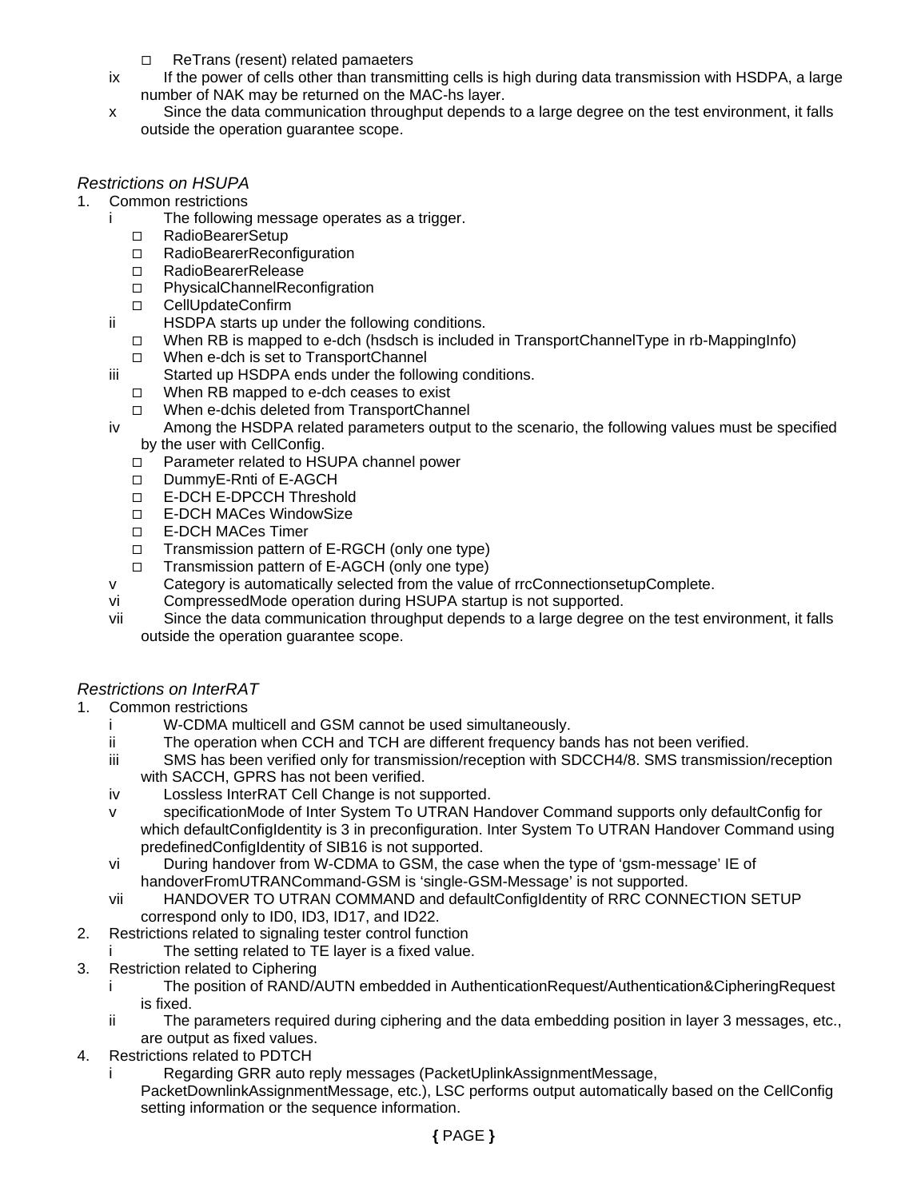- ReTrans (resent) related pamaeters

ix If the power of cells other than transmitting cells is high during data transmission with HSDPA, a large number of NAK may be returned on the MAC-hs layer.

x Since the data communication throughput depends to a large degree on the test environment, it falls outside the operation guarantee scope.

*Restrictions on HSUPA*

1. Common restrictions

   i The following message operates as a trigger.
   - RadioBearerSetup
   - RadioBearerReconfiguration
   - RadioBearerRelease
   - PhysicalChannelReconfigration
   - CellUpdateConfirm

   ii HSDPA starts up under the following conditions.
   - When RB is mapped to e-dch (hsdsch is included in TransportChannelType in rb-MappingInfo)
   - When e-dch is set to TransportChannel

   iii Started up HSDPA ends under the following conditions.
   - When RB mapped to e-dch ceases to exist
   - When e-dchis deleted from TransportChannel

   iv Among the HSDPA related parameters output to the scenario, the following values must be specified by the user with CellConfig.
   - Parameter related to HSUPA channel power
   - DummyE-Rnti of E-AGCH
   - E-DCH E-DPCCH Threshold
   - E-DCH MACes WindowSize
   - E-DCH MACes Timer
   - Transmission pattern of E-RGCH (only one type)
   - Transmission pattern of E-AGCH (only one type)

   v Category is automatically selected from the value of rrcConnectionsetupComplete.

   vi CompressedMode operation during HSUPA startup is not supported.

   vii Since the data communication throughput depends to a large degree on the test environment, it falls outside the operation guarantee scope.

*Restrictions on InterRAT*

1. Common restrictions

   i W-CDMA multicell and GSM cannot be used simultaneously.

   ii The operation when CCH and TCH are different frequency bands has not been verified.

   iii SMS has been verified only for transmission/reception with SDCCH4/8. SMS transmission/reception with SACCH, GPRS has not been verified.

   iv Lossless InterRAT Cell Change is not supported.

   v specificationMode of Inter System To UTRAN Handover Command supports only defaultConfig for which defaultConfigIdentity is 3 in preconfiguration. Inter System To UTRAN Handover Command using predefinedConfigIdentity of SIB16 is not supported.

   vi During handover from W-CDMA to GSM, the case when the type of 'gsm-message' IE of handoverFromUTRANCommand-GSM is 'single-GSM-Message' is not supported.

   vii HANDOVER TO UTRAN COMMAND and defaultConfigIdentity of RRC CONNECTION SETUP correspond only to ID0, ID3, ID17, and ID22.

2. Restrictions related to signaling tester control function

   i The setting related to TE layer is a fixed value.

3. Restriction related to Ciphering

   i The position of RAND/AUTN embedded in AuthenticationRequest/Authentication&CipheringRequest is fixed.

   ii The parameters required during ciphering and the data embedding position in layer 3 messages, etc., are output as fixed values.

4. Restrictions related to PDTCH

   i Regarding GRR auto reply messages (PacketUplinkAssignmentMessage, PacketDownlinkAssignmentMessage, etc.), LSC performs output automatically based on the CellConfig setting information or the sequence information.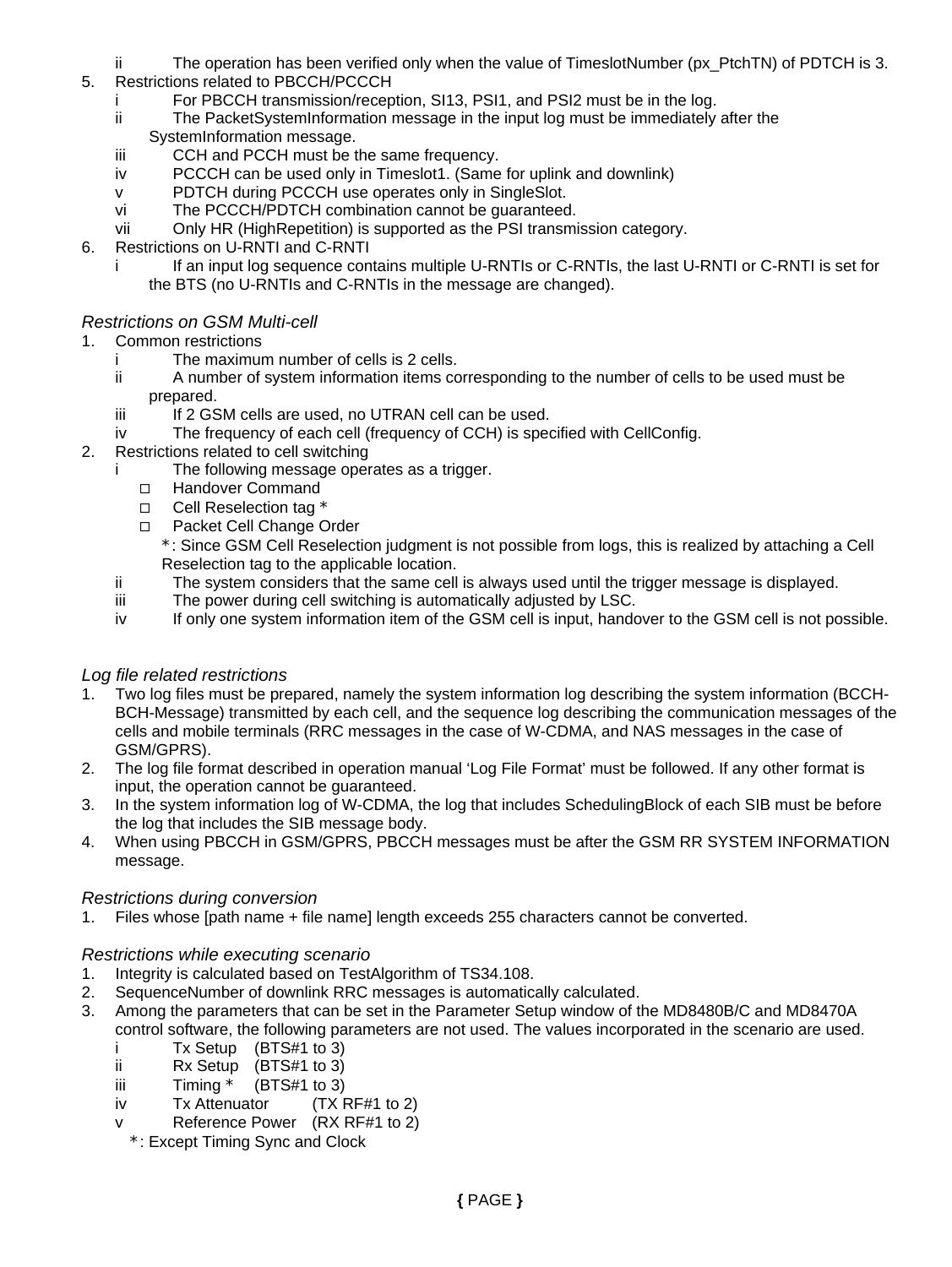ii The operation has been verified only when the value of TimeslotNumber (px_PtchTN) of PDTCH is 3.

5. Restrictions related to PBCCH/PCCCH
   - i For PBCCH transmission/reception, SI13, PSI1, and PSI2 must be in the log.
   - ii The PacketSystemInformation message in the input log must be immediately after the SystemInformation message.
   - iii CCH and PCCH must be the same frequency.
   - iv PCCCH can be used only in Timeslot1. (Same for uplink and downlink)
   - v PDTCH during PCCCH use operates only in SingleSlot.
   - vi The PCCCH/PDTCH combination cannot be guaranteed.
   - vii Only HR (HighRepetition) is supported as the PSI transmission category.
6. Restrictions on U-RNTI and C-RNTI
   - i If an input log sequence contains multiple U-RNTIs or C-RNTIs, the last U-RNTI or C-RNTI is set for the BTS (no U-RNTIs and C-RNTIs in the message are changed).

*Restrictions on GSM Multi-cell*

1. Common restrictions
   - i The maximum number of cells is 2 cells.
   - ii A number of system information items corresponding to the number of cells to be used must be prepared.
   - iii If 2 GSM cells are used, no UTRAN cell can be used.
   - iv The frequency of each cell (frequency of CCH) is specified with CellConfig.
2. Restrictions related to cell switching
   - i The following message operates as a trigger.
     - □ Handover Command
     - □ Cell Reselection tag ＊
     - □ Packet Cell Change Order

     ＊: Since GSM Cell Reselection judgment is not possible from logs, this is realized by attaching a Cell Reselection tag to the applicable location.
   - ii The system considers that the same cell is always used until the trigger message is displayed.
   - iii The power during cell switching is automatically adjusted by LSC.
   - iv If only one system information item of the GSM cell is input, handover to the GSM cell is not possible.

*Log file related restrictions*

1. Two log files must be prepared, namely the system information log describing the system information (BCCH-BCH-Message) transmitted by each cell, and the sequence log describing the communication messages of the cells and mobile terminals (RRC messages in the case of W-CDMA, and NAS messages in the case of GSM/GPRS).
2. The log file format described in operation manual 'Log File Format' must be followed. If any other format is input, the operation cannot be guaranteed.
3. In the system information log of W-CDMA, the log that includes SchedulingBlock of each SIB must be before the log that includes the SIB message body.
4. When using PBCCH in GSM/GPRS, PBCCH messages must be after the GSM RR SYSTEM INFORMATION message.

*Restrictions during conversion*

1. Files whose [path name + file name] length exceeds 255 characters cannot be converted.

*Restrictions while executing scenario*

1. Integrity is calculated based on TestAlgorithm of TS34.108.
2. SequenceNumber of downlink RRC messages is automatically calculated.
3. Among the parameters that can be set in the Parameter Setup window of the MD8480B/C and MD8470A control software, the following parameters are not used. The values incorporated in the scenario are used.
   - i Tx Setup (BTS#1 to 3)
   - ii Rx Setup (BTS#1 to 3)
   - iii Timing ＊ (BTS#1 to 3)
   - iv Tx Attenuator (TX RF#1 to 2)
   - v Reference Power (RX RF#1 to 2)

   ＊: Except Timing Sync and Clock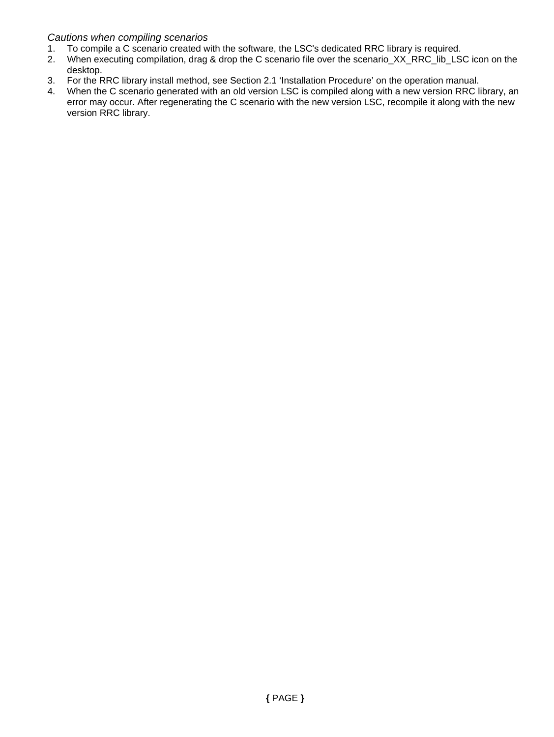*Cautions when compiling scenarios*

1. To compile a C scenario created with the software, the LSC's dedicated RRC library is required.
2. When executing compilation, drag & drop the C scenario file over the scenario_XX_RRC_lib_LSC icon on the desktop.
3. For the RRC library install method, see Section 2.1 'Installation Procedure' on the operation manual.
4. When the C scenario generated with an old version LSC is compiled along with a new version RRC library, an error may occur. After regenerating the C scenario with the new version LSC, recompile it along with the new version RRC library.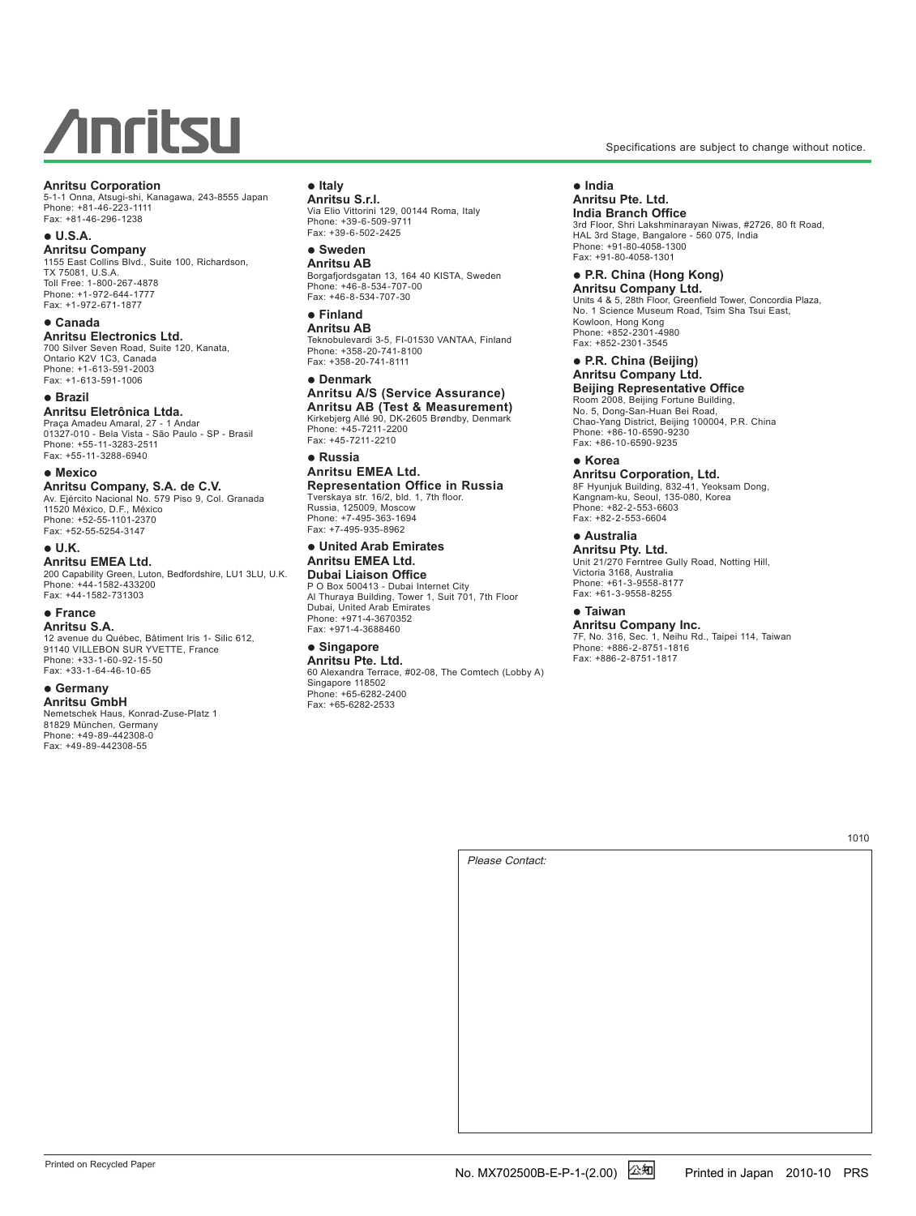# Anritsu

Specifications are subject to change without notice.

**Anritsu Corporation**
5-1-1 Onna, Atsugi-shi, Kanagawa, 243-8555 Japan
Phone: +81-46-223-1111
Fax: +81-46-296-1238

**● U.S.A.**
**Anritsu Company**
1155 East Collins Blvd., Suite 100, Richardson, TX 75081, U.S.A.
Toll Free: 1-800-267-4878
Phone: +1-972-644-1777
Fax: +1-972-671-1877

**● Canada**
**Anritsu Electronics Ltd.**
700 Silver Seven Road, Suite 120, Kanata, Ontario K2V 1C3, Canada
Phone: +1-613-591-2003
Fax: +1-613-591-1006

**● Brazil**
**Anritsu Eletrônica Ltda.**
Praça Amadeu Amaral, 27 - 1 Andar
01327-010 - Bela Vista - São Paulo - SP - Brasil
Phone: +55-11-3283-2511
Fax: +55-11-3288-6940

**● Mexico**
**Anritsu Company, S.A. de C.V.**
Av. Ejército Nacional No. 579 Piso 9, Col. Granada
11520 México, D.F., México
Phone: +52-55-1101-2370
Fax: +52-55-5254-3147

**● U.K.**
**Anritsu EMEA Ltd.**
200 Capability Green, Luton, Bedfordshire, LU1 3LU, U.K.
Phone: +44-1582-433200
Fax: +44-1582-731303

**● France**
**Anritsu S.A.**
12 avenue du Québec, Bâtiment Iris 1- Silic 612, 91140 VILLEBON SUR YVETTE, France
Phone: +33-1-60-92-15-50
Fax: +33-1-64-46-10-65

**● Germany**
**Anritsu GmbH**
Nemetschek Haus, Konrad-Zuse-Platz 1
81829 München, Germany
Phone: +49-89-442308-0
Fax: +49-89-442308-55

**● Italy**
**Anritsu S.r.l.**
Via Elio Vittorini 129, 00144 Roma, Italy
Phone: +39-6-509-9711
Fax: +39-6-502-2425

**● Sweden**
**Anritsu AB**
Borgafjordsgatan 13, 164 40 KISTA, Sweden
Phone: +46-8-534-707-00
Fax: +46-8-534-707-30

**● Finland**
**Anritsu AB**
Teknobulevardi 3-5, FI-01530 VANTAA, Finland
Phone: +358-20-741-8100
Fax: +358-20-741-8111

**● Denmark**
**Anritsu A/S (Service Assurance)**
**Anritsu AB (Test & Measurement)**
Kirkebjerg Allé 90, DK-2605 Brøndby, Denmark
Phone: +45-7211-2200
Fax: +45-7211-2210

**● Russia**
**Anritsu EMEA Ltd.**
**Representation Office in Russia**
Tverskaya str. 16/2, bld. 1, 7th floor.
Russia, 125009, Moscow
Phone: +7-495-363-1694
Fax: +7-495-935-8962

**● United Arab Emirates**
**Anritsu EMEA Ltd.**
**Dubai Liaison Office**
P O Box 500413 - Dubai Internet City
Al Thuraya Building, Tower 1, Suit 701, 7th Floor
Dubai, United Arab Emirates
Phone: +971-4-3670352
Fax: +971-4-3688460

**● Singapore**
**Anritsu Pte. Ltd.**
60 Alexandra Terrace, #02-08, The Comtech (Lobby A)
Singapore 118502
Phone: +65-6282-2400
Fax: +65-6282-2533

**● India**
**Anritsu Pte. Ltd.**
**India Branch Office**
3rd Floor, Shri Lakshminarayan Niwas, #2726, 80 ft Road, HAL 3rd Stage, Bangalore - 560 075, India
Phone: +91-80-4058-1300
Fax: +91-80-4058-1301

**● P.R. China (Hong Kong)**
**Anritsu Company Ltd.**
Units 4 & 5, 28th Floor, Greenfield Tower, Concordia Plaza, No. 1 Science Museum Road, Tsim Sha Tsui East, Kowloon, Hong Kong
Phone: +852-2301-4980
Fax: +852-2301-3545

**● P.R. China (Beijing)**
**Anritsu Company Ltd.**
**Beijing Representative Office**
Room 2008, Beijing Fortune Building,
No. 5, Dong-San-Huan Bei Road,
Chao-Yang District, Beijing 100004, P.R. China
Phone: +86-10-6590-9230
Fax: +86-10-6590-9235

**● Korea**
**Anritsu Corporation, Ltd.**
8F Hyunjuk Building, 832-41, Yeoksam Dong, Kangnam-ku, Seoul, 135-080, Korea
Phone: +82-2-553-6603
Fax: +82-2-553-6604

**● Australia**
**Anritsu Pty. Ltd.**
Unit 21/270 Ferntree Gully Road, Notting Hill, Victoria 3168, Australia
Phone: +61-3-9558-8177
Fax: +61-3-9558-8255

**● Taiwan**
**Anritsu Company Inc.**
7F, No. 316, Sec. 1, Neihu Rd., Taipei 114, Taiwan
Phone: +886-2-8751-1816
Fax: +886-2-8751-1817

1010

*Please Contact:*

Printed on Recycled Paper

No. MX702500B-E-P-1-(2.00) 公知 Printed in Japan 2010-10 PRS